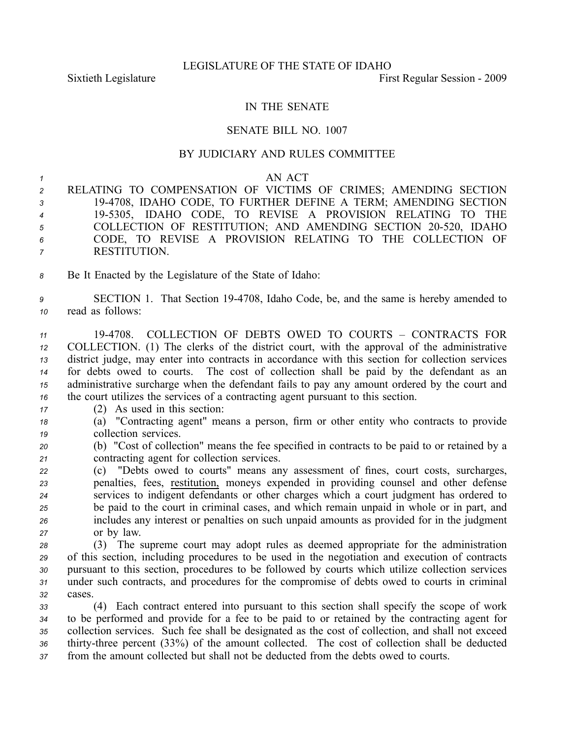LEGISLATURE OF THE STATE OF IDAHO

Sixtieth Legislature First Regular Session - 2009

IN THE SENATE

SENATE BILL NO. 1007

BY JUDICIARY AND RULES COMMITTEE

AN ACT

RELATING TO COMPENSATION OF VICTIMS OF CRIMES; AMENDING SECTION 19-4708, IDAHO CODE, TO FURTHER DEFINE A TERM; AMENDING SECTION 19-5305, IDAHO CODE, TO REVISE A PROVISION RELATING TO THE COLLECTION OF RESTITUTION; AND AMENDING SECTION 20-520, IDAHO CODE, TO REVISE A PROVISION RELATING TO THE COLLECTION OF RESTITUTION.

Be It Enacted by the Legislature of the State of Idaho:

SECTION 1. That Section 19-4708, Idaho Code, be, and the same is hereby amended to read as follows:

19-4708. COLLECTION OF DEBTS OWED TO COURTS – CONTRACTS FOR COLLECTION. (1) The clerks of the district court, with the approval of the administrative district judge, may enter into contracts in accordance with this section for collection services for debts owed to courts. The cost of collection shall be paid by the defendant as an administrative surcharge when the defendant fails to pay any amount ordered by the court and the court utilizes the services of a contracting agent pursuant to this section.

(2) As used in this section:

(a) "Contracting agent" means a person, firm or other entity who contracts to provide collection services.

(b) "Cost of collection" means the fee specified in contracts to be paid to or retained by a contracting agent for collection services.

(c) "Debts owed to courts" means any assessment of fines, court costs, surcharges, penalties, fees, restitution, moneys expended in providing counsel and other defense services to indigent defendants or other charges which a court judgment has ordered to be paid to the court in criminal cases, and which remain unpaid in whole or in part, and includes any interest or penalties on such unpaid amounts as provided for in the judgment or by law.

(3) The supreme court may adopt rules as deemed appropriate for the administration of this section, including procedures to be used in the negotiation and execution of contracts pursuant to this section, procedures to be followed by courts which utilize collection services under such contracts, and procedures for the compromise of debts owed to courts in criminal cases.

(4) Each contract entered into pursuant to this section shall specify the scope of work to be performed and provide for a fee to be paid to or retained by the contracting agent for collection services. Such fee shall be designated as the cost of collection, and shall not exceed thirty-three percent (33%) of the amount collected. The cost of collection shall be deducted from the amount collected but shall not be deducted from the debts owed to courts.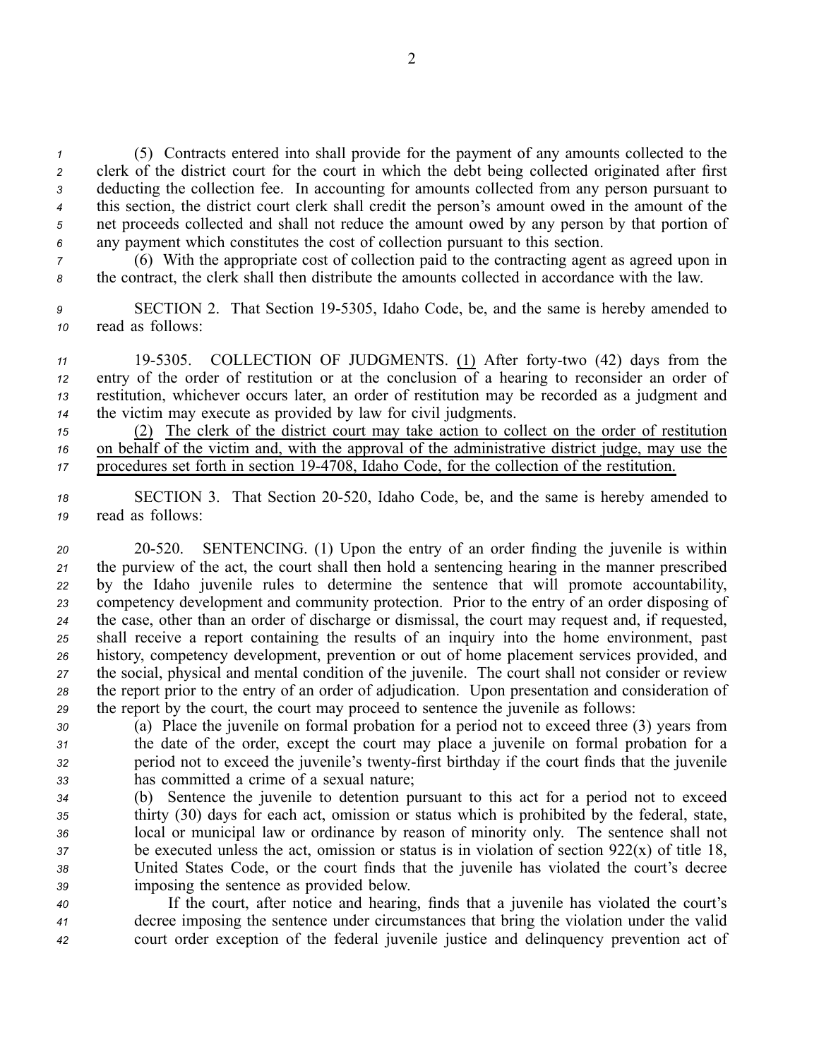(5) Contracts entered into shall provide for the payment of any amounts collected to the clerk of the district court for the court in which the debt being collected originated after first deducting the collection fee. In accounting for amounts collected from any person pursuant to this section, the district court clerk shall credit the person's amount owed in the amount of the net proceeds collected and shall not reduce the amount owed by any person by that portion of any payment which constitutes the cost of collection pursuant to this section.

(6) With the appropriate cost of collection paid to the contracting agent as agreed upon in the contract, the clerk shall then distribute the amounts collected in accordance with the law.

SECTION 2. That Section 19-5305, Idaho Code, be, and the same is hereby amended to read as follows:

19-5305. COLLECTION OF JUDGMENTS. <u>(1)</u> After forty-two (42) days from the entry of the order of restitution or at the conclusion of a hearing to reconsider an order of restitution, whichever occurs later, an order of restitution may be recorded as a judgment and the victim may execute as provided by law for civil judgments.

<u>(2) The clerk of the district court may take action to collect on the order of restitution on behalf of the victim and, with the approval of the administrative district judge, may use the procedures set forth in section 19-4708, Idaho Code, for the collection of the restitution.</u>

SECTION 3. That Section 20-520, Idaho Code, be, and the same is hereby amended to read as follows:

20-520. SENTENCING. (1) Upon the entry of an order finding the juvenile is within the purview of the act, the court shall then hold a sentencing hearing in the manner prescribed by the Idaho juvenile rules to determine the sentence that will promote accountability, competency development and community protection. Prior to the entry of an order disposing of the case, other than an order of discharge or dismissal, the court may request and, if requested, shall receive a report containing the results of an inquiry into the home environment, past history, competency development, prevention or out of home placement services provided, and the social, physical and mental condition of the juvenile. The court shall not consider or review the report prior to the entry of an order of adjudication. Upon presentation and consideration of the report by the court, the court may proceed to sentence the juvenile as follows:

(a) Place the juvenile on formal probation for a period not to exceed three (3) years from the date of the order, except the court may place a juvenile on formal probation for a period not to exceed the juvenile's twenty-first birthday if the court finds that the juvenile has committed a crime of a sexual nature;

(b) Sentence the juvenile to detention pursuant to this act for a period not to exceed thirty (30) days for each act, omission or status which is prohibited by the federal, state, local or municipal law or ordinance by reason of minority only. The sentence shall not be executed unless the act, omission or status is in violation of section 922(x) of title 18, United States Code, or the court finds that the juvenile has violated the court's decree imposing the sentence as provided below.

If the court, after notice and hearing, finds that a juvenile has violated the court's decree imposing the sentence under circumstances that bring the violation under the valid court order exception of the federal juvenile justice and delinquency prevention act of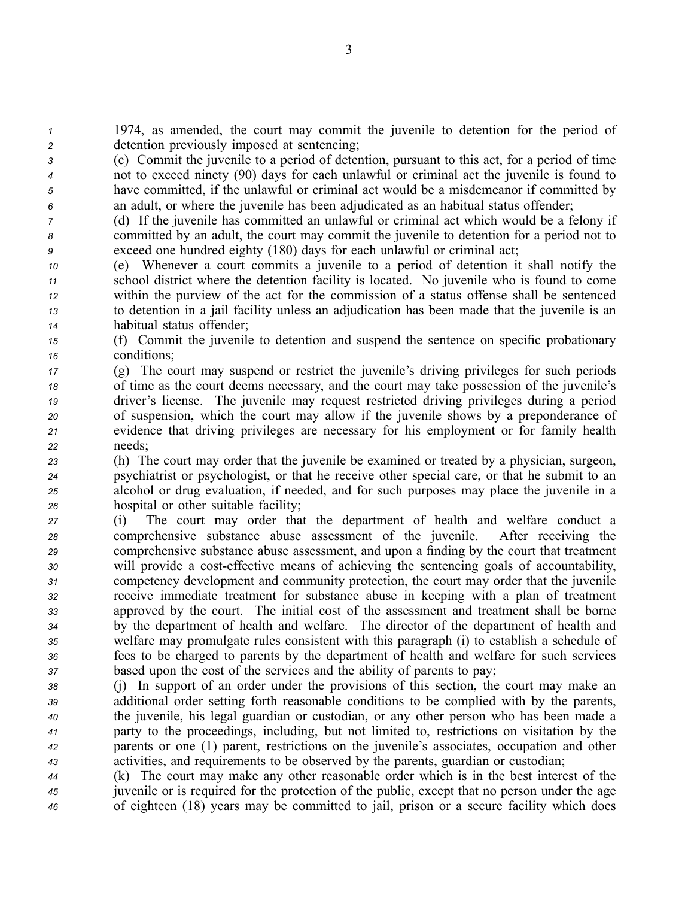1974, as amended, the court may commit the juvenile to detention for the period of detention previously imposed at sentencing;

(c) Commit the juvenile to a period of detention, pursuant to this act, for a period of time not to exceed ninety (90) days for each unlawful or criminal act the juvenile is found to have committed, if the unlawful or criminal act would be a misdemeanor if committed by an adult, or where the juvenile has been adjudicated as an habitual status offender;

(d) If the juvenile has committed an unlawful or criminal act which would be a felony if committed by an adult, the court may commit the juvenile to detention for a period not to exceed one hundred eighty (180) days for each unlawful or criminal act;

(e) Whenever a court commits a juvenile to a period of detention it shall notify the school district where the detention facility is located. No juvenile who is found to come within the purview of the act for the commission of a status offense shall be sentenced to detention in a jail facility unless an adjudication has been made that the juvenile is an habitual status offender;

(f) Commit the juvenile to detention and suspend the sentence on specific probationary conditions;

(g) The court may suspend or restrict the juvenile's driving privileges for such periods of time as the court deems necessary, and the court may take possession of the juvenile's driver's license. The juvenile may request restricted driving privileges during a period of suspension, which the court may allow if the juvenile shows by a preponderance of evidence that driving privileges are necessary for his employment or for family health needs;

(h) The court may order that the juvenile be examined or treated by a physician, surgeon, psychiatrist or psychologist, or that he receive other special care, or that he submit to an alcohol or drug evaluation, if needed, and for such purposes may place the juvenile in a hospital or other suitable facility;

(i) The court may order that the department of health and welfare conduct a comprehensive substance abuse assessment of the juvenile. After receiving the comprehensive substance abuse assessment, and upon a finding by the court that treatment will provide a cost-effective means of achieving the sentencing goals of accountability, competency development and community protection, the court may order that the juvenile receive immediate treatment for substance abuse in keeping with a plan of treatment approved by the court. The initial cost of the assessment and treatment shall be borne by the department of health and welfare. The director of the department of health and welfare may promulgate rules consistent with this paragraph (i) to establish a schedule of fees to be charged to parents by the department of health and welfare for such services based upon the cost of the services and the ability of parents to pay;

(j) In support of an order under the provisions of this section, the court may make an additional order setting forth reasonable conditions to be complied with by the parents, the juvenile, his legal guardian or custodian, or any other person who has been made a party to the proceedings, including, but not limited to, restrictions on visitation by the parents or one (1) parent, restrictions on the juvenile's associates, occupation and other activities, and requirements to be observed by the parents, guardian or custodian;

(k) The court may make any other reasonable order which is in the best interest of the juvenile or is required for the protection of the public, except that no person under the age of eighteen (18) years may be committed to jail, prison or a secure facility which does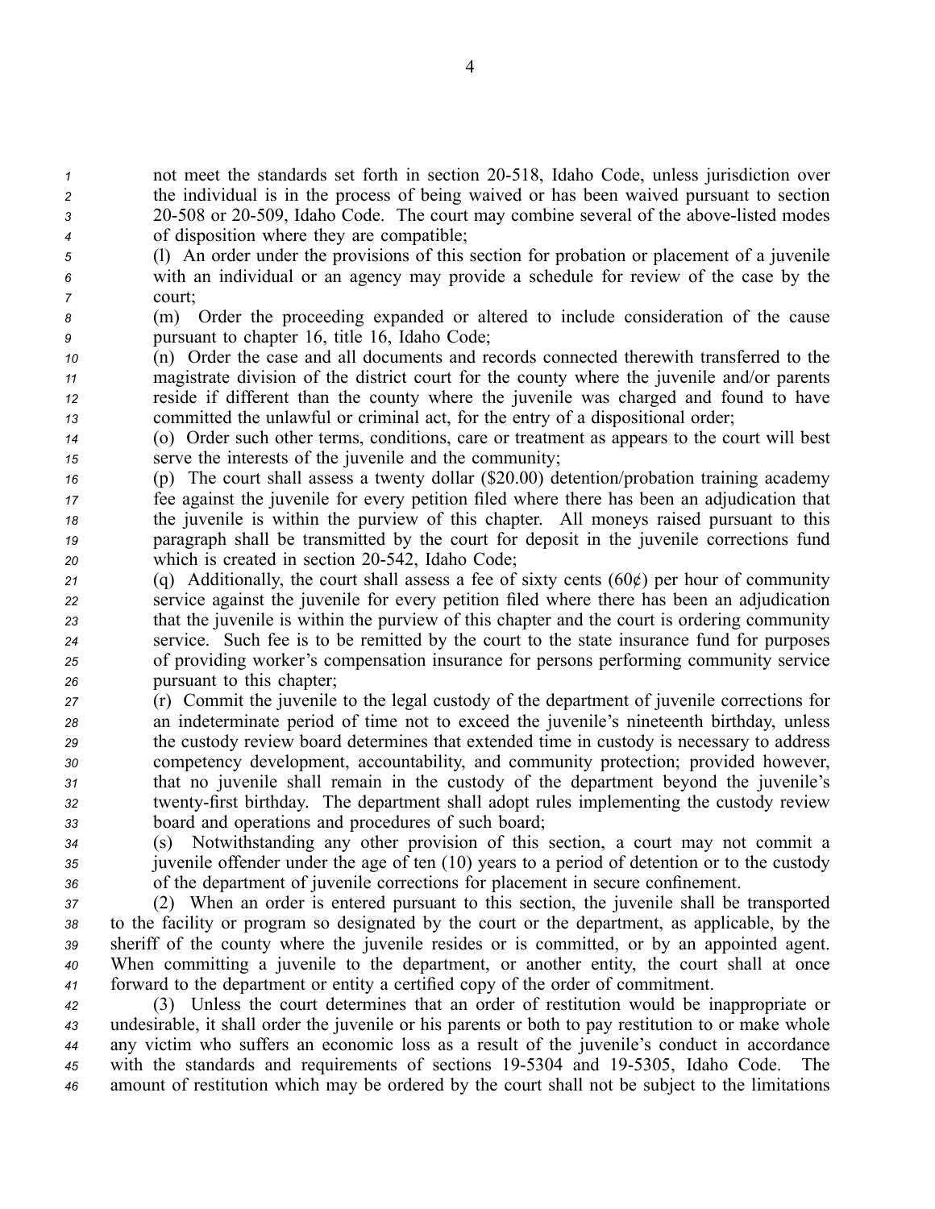not meet the standards set forth in section 20-518, Idaho Code, unless jurisdiction over the individual is in the process of being waived or has been waived pursuant to section 20-508 or 20-509, Idaho Code. The court may combine several of the above-listed modes of disposition where they are compatible;

(l) An order under the provisions of this section for probation or placement of a juvenile with an individual or an agency may provide a schedule for review of the case by the court;

(m) Order the proceeding expanded or altered to include consideration of the cause pursuant to chapter 16, title 16, Idaho Code;

(n) Order the case and all documents and records connected therewith transferred to the magistrate division of the district court for the county where the juvenile and/or parents reside if different than the county where the juvenile was charged and found to have committed the unlawful or criminal act, for the entry of a dispositional order;

(o) Order such other terms, conditions, care or treatment as appears to the court will best serve the interests of the juvenile and the community;

(p) The court shall assess a twenty dollar ($20.00) detention/probation training academy fee against the juvenile for every petition filed where there has been an adjudication that the juvenile is within the purview of this chapter. All moneys raised pursuant to this paragraph shall be transmitted by the court for deposit in the juvenile corrections fund which is created in section 20-542, Idaho Code;

(q) Additionally, the court shall assess a fee of sixty cents (60¢) per hour of community service against the juvenile for every petition filed where there has been an adjudication that the juvenile is within the purview of this chapter and the court is ordering community service. Such fee is to be remitted by the court to the state insurance fund for purposes of providing worker's compensation insurance for persons performing community service pursuant to this chapter;

(r) Commit the juvenile to the legal custody of the department of juvenile corrections for an indeterminate period of time not to exceed the juvenile's nineteenth birthday, unless the custody review board determines that extended time in custody is necessary to address competency development, accountability, and community protection; provided however, that no juvenile shall remain in the custody of the department beyond the juvenile's twenty-first birthday. The department shall adopt rules implementing the custody review board and operations and procedures of such board;

(s) Notwithstanding any other provision of this section, a court may not commit a juvenile offender under the age of ten (10) years to a period of detention or to the custody of the department of juvenile corrections for placement in secure confinement.

(2) When an order is entered pursuant to this section, the juvenile shall be transported to the facility or program so designated by the court or the department, as applicable, by the sheriff of the county where the juvenile resides or is committed, or by an appointed agent. When committing a juvenile to the department, or another entity, the court shall at once forward to the department or entity a certified copy of the order of commitment.

(3) Unless the court determines that an order of restitution would be inappropriate or undesirable, it shall order the juvenile or his parents or both to pay restitution to or make whole any victim who suffers an economic loss as a result of the juvenile's conduct in accordance with the standards and requirements of sections 19-5304 and 19-5305, Idaho Code. The amount of restitution which may be ordered by the court shall not be subject to the limitations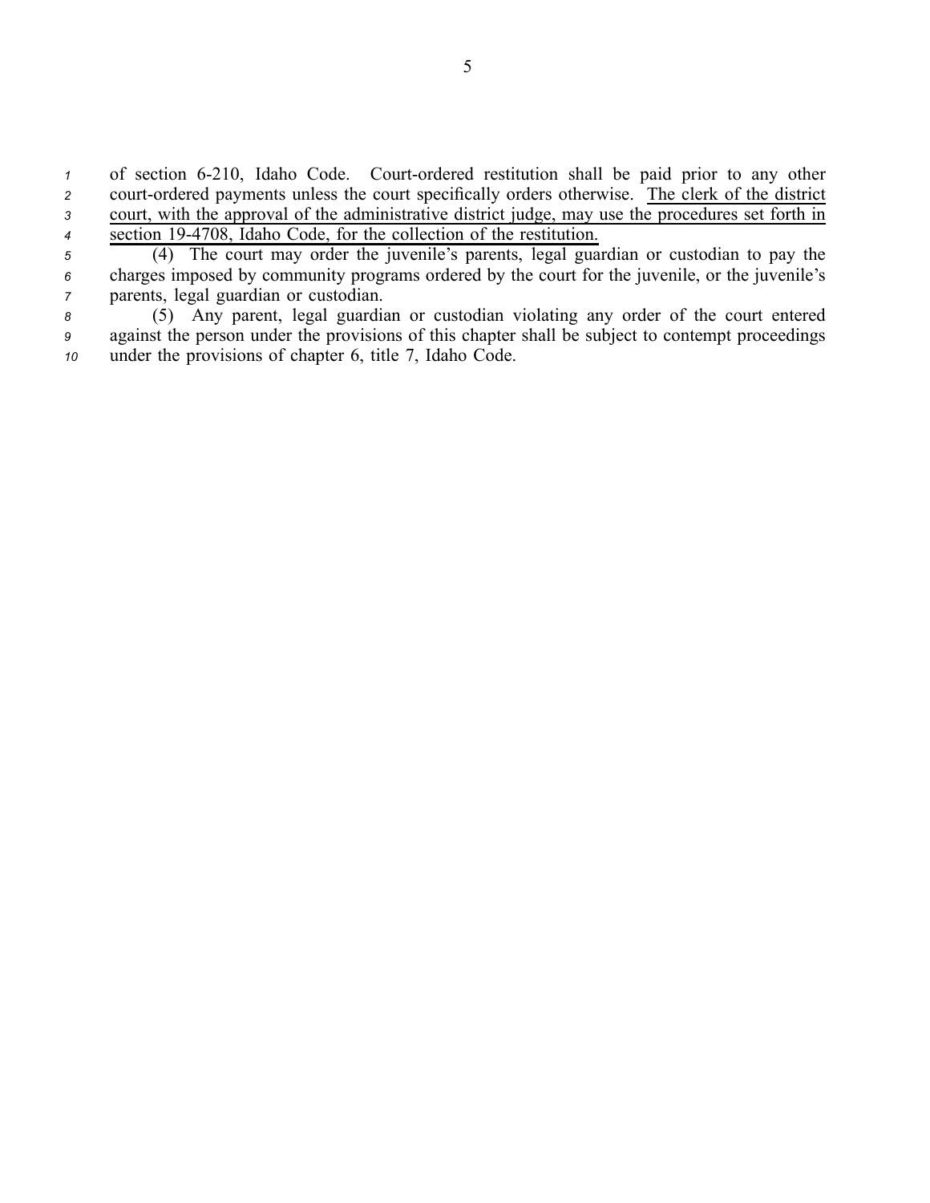of section 6-210, Idaho Code. Court-ordered restitution shall be paid prior to any other court-ordered payments unless the court specifically orders otherwise. <u>The clerk of the district court, with the approval of the administrative district judge, may use the procedures set forth in section 19-4708, Idaho Code, for the collection of the restitution.</u>

(4) The court may order the juvenile's parents, legal guardian or custodian to pay the charges imposed by community programs ordered by the court for the juvenile, or the juvenile's parents, legal guardian or custodian.

(5) Any parent, legal guardian or custodian violating any order of the court entered against the person under the provisions of this chapter shall be subject to contempt proceedings under the provisions of chapter 6, title 7, Idaho Code.